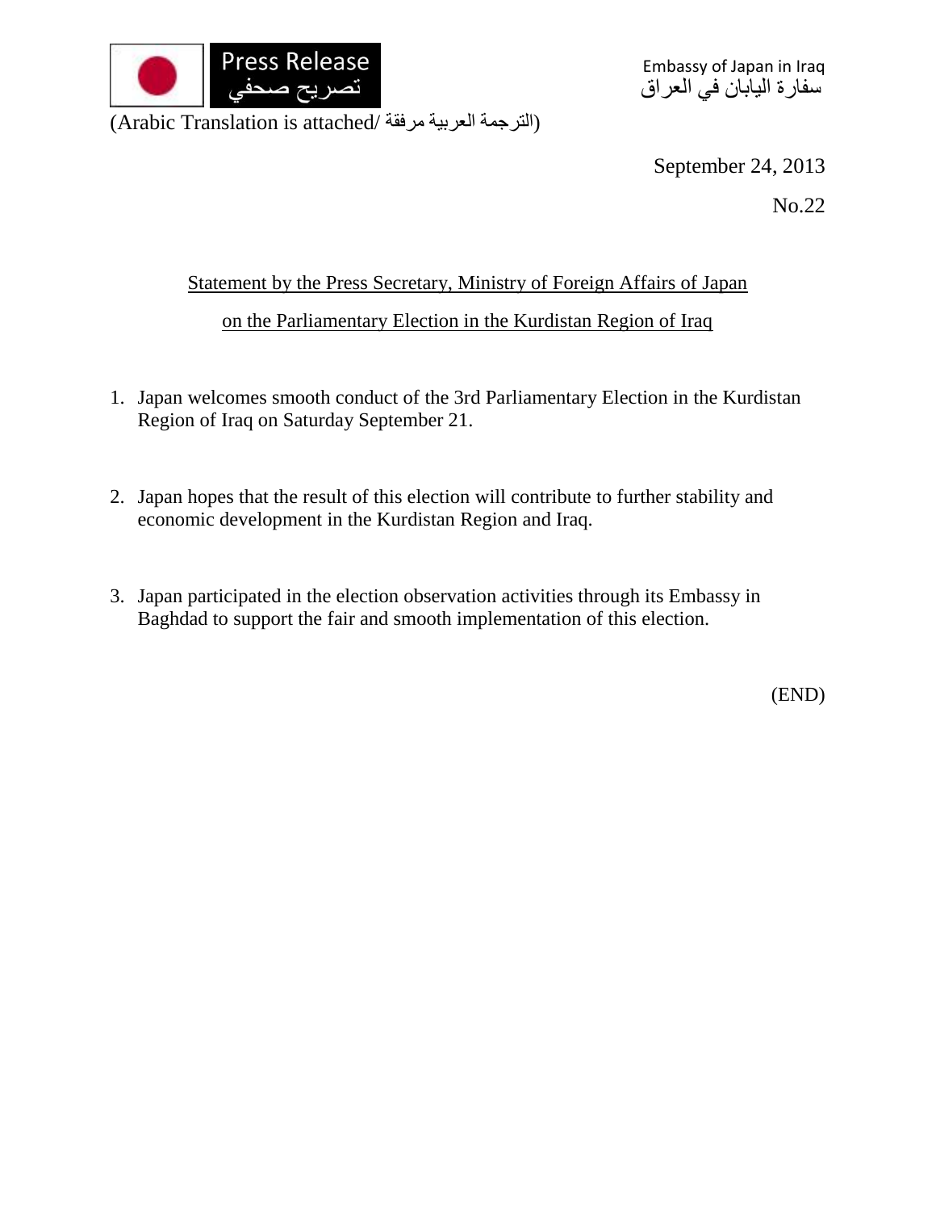Press Release
تصريح صحفي

Embassy of Japan in Iraq
سفارة اليابان في العراق

(Arabic Translation is attached/ الترجمة العربية مرفقة)

September 24, 2013

No.22

## Statement by the Press Secretary, Ministry of Foreign Affairs of Japan on the Parliamentary Election in the Kurdistan Region of Iraq

1. Japan welcomes smooth conduct of the 3rd Parliamentary Election in the Kurdistan Region of Iraq on Saturday September 21.

2. Japan hopes that the result of this election will contribute to further stability and economic development in the Kurdistan Region and Iraq.

3. Japan participated in the election observation activities through its Embassy in Baghdad to support the fair and smooth implementation of this election.

(END)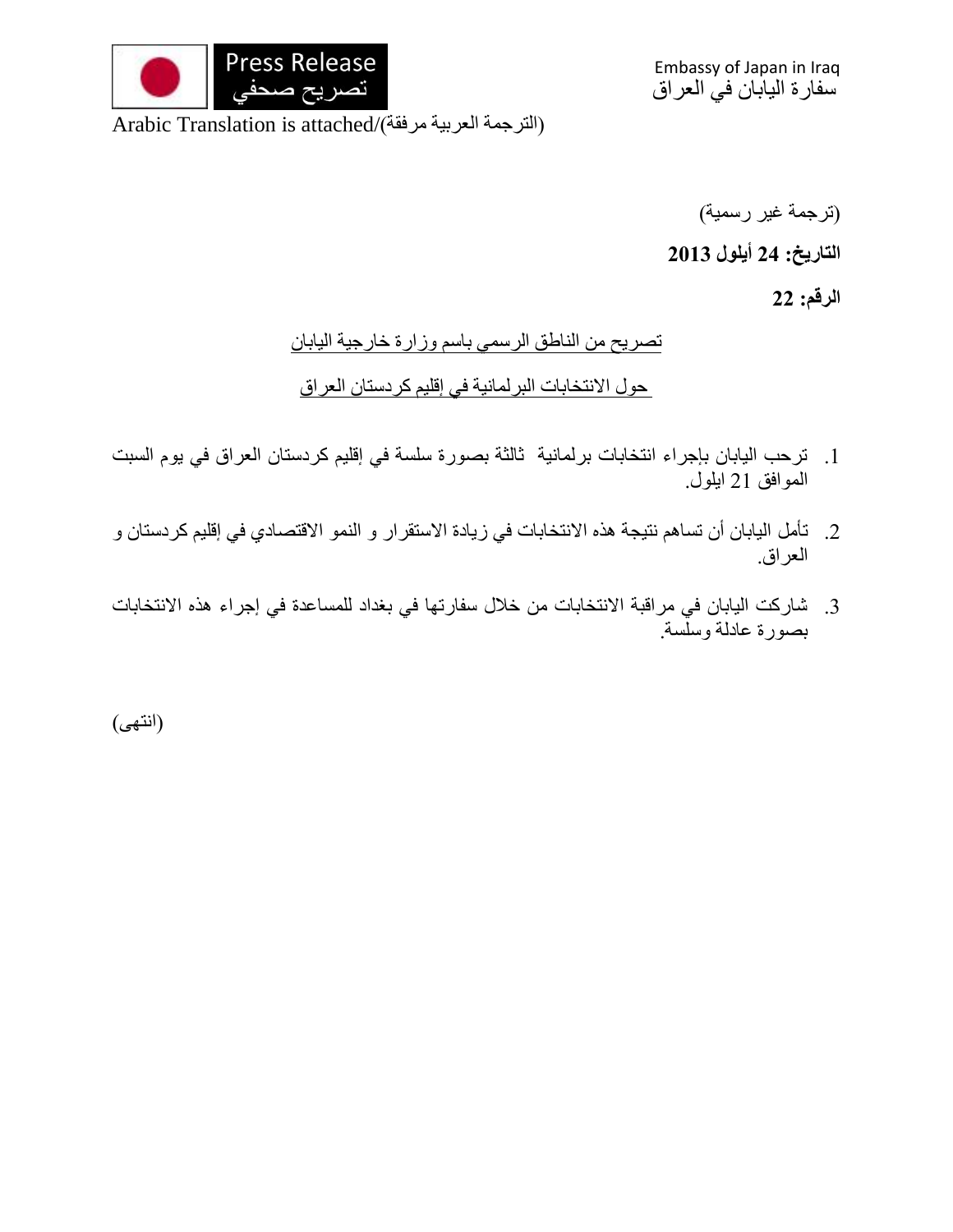Press Release
تصريح صحفي

Embassy of Japan in Iraq
سفارة اليابان في العراق

Arabic Translation is attached/(الترجمة العربية مرفقة)

(ترجمة غير رسمية)

**التاريخ: 24 أيلول 2013**

**الرقم: 22**

تصريح من الناطق الرسمي باسم وزارة خارجية اليابان

حول الانتخابات البرلمانية في إقليم كردستان العراق

1. ترحب اليابان بإجراء انتخابات برلمانية ثالثة بصورة سلسة في إقليم كردستان العراق في يوم السبت الموافق 21 ايلول.
2. تأمل اليابان أن تساهم نتيجة هذه الانتخابات في زيادة الاستقرار و النمو الاقتصادي في إقليم كردستان و العراق.
3. شاركت اليابان في مراقبة الانتخابات من خلال سفارتها في بغداد للمساعدة في إجراء هذه الانتخابات بصورة عادلة وسلسة.

(انتهى)